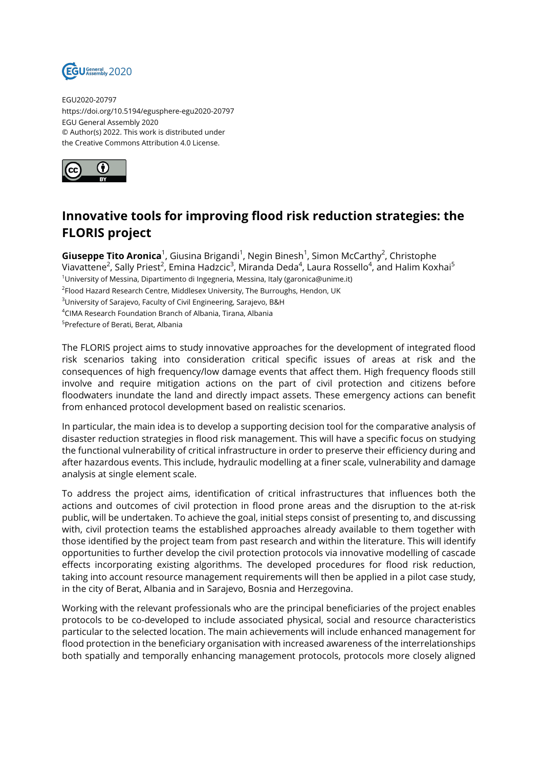EGU2020-20797
https://doi.org/10.5194/egusphere-egu2020-20797
EGU General Assembly 2020
© Author(s) 2022. This work is distributed under
the Creative Commons Attribution 4.0 License.

# Innovative tools for improving flood risk reduction strategies: the FLORIS project

**Giuseppe Tito Aronica**[1], Giusina Brigandi[1], Negin Binesh[1], Simon McCarthy[2], Christophe Viavattene[2], Sally Priest[2], Emina Hadzcic[3], Miranda Deda[4], Laura Rossello[4], and Halim Koxhai[5]

[1]University of Messina, Dipartimento di Ingegneria, Messina, Italy (garonica@unime.it)
[2]Flood Hazard Research Centre, Middlesex University, The Burroughs, Hendon, UK
[3]University of Sarajevo, Faculty of Civil Engineering, Sarajevo, B&H
[4]CIMA Research Foundation Branch of Albania, Tirana, Albania
[5]Prefecture of Berati, Berat, Albania

The FLORIS project aims to study innovative approaches for the development of integrated flood risk scenarios taking into consideration critical specific issues of areas at risk and the consequences of high frequency/low damage events that affect them. High frequency floods still involve and require mitigation actions on the part of civil protection and citizens before floodwaters inundate the land and directly impact assets. These emergency actions can benefit from enhanced protocol development based on realistic scenarios.

In particular, the main idea is to develop a supporting decision tool for the comparative analysis of disaster reduction strategies in flood risk management. This will have a specific focus on studying the functional vulnerability of critical infrastructure in order to preserve their efficiency during and after hazardous events. This include, hydraulic modelling at a finer scale, vulnerability and damage analysis at single element scale.

To address the project aims, identification of critical infrastructures that influences both the actions and outcomes of civil protection in flood prone areas and the disruption to the at-risk public, will be undertaken. To achieve the goal, initial steps consist of presenting to, and discussing with, civil protection teams the established approaches already available to them together with those identified by the project team from past research and within the literature. This will identify opportunities to further develop the civil protection protocols via innovative modelling of cascade effects incorporating existing algorithms. The developed procedures for flood risk reduction, taking into account resource management requirements will then be applied in a pilot case study, in the city of Berat, Albania and in Sarajevo, Bosnia and Herzegovina.

Working with the relevant professionals who are the principal beneficiaries of the project enables protocols to be co-developed to include associated physical, social and resource characteristics particular to the selected location. The main achievements will include enhanced management for flood protection in the beneficiary organisation with increased awareness of the interrelationships both spatially and temporally enhancing management protocols, protocols more closely aligned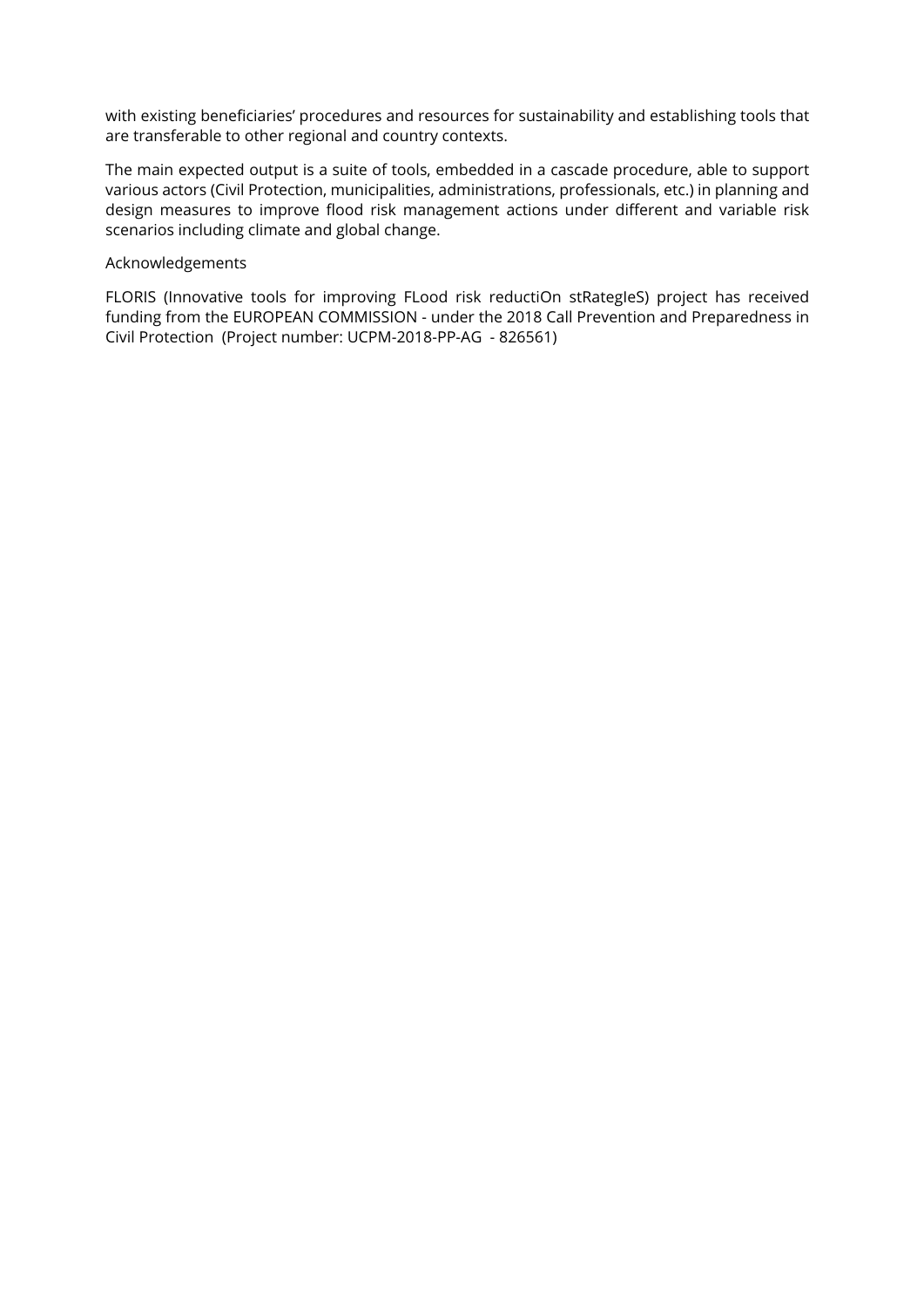with existing beneficiaries' procedures and resources for sustainability and establishing tools that are transferable to other regional and country contexts.

The main expected output is a suite of tools, embedded in a cascade procedure, able to support various actors (Civil Protection, municipalities, administrations, professionals, etc.) in planning and design measures to improve flood risk management actions under different and variable risk scenarios including climate and global change.

Acknowledgements

FLORIS (Innovative tools for improving FLood risk reductiOn stRategIeS) project has received funding from the EUROPEAN COMMISSION - under the 2018 Call Prevention and Preparedness in Civil Protection (Project number: UCPM-2018-PP-AG - 826561)